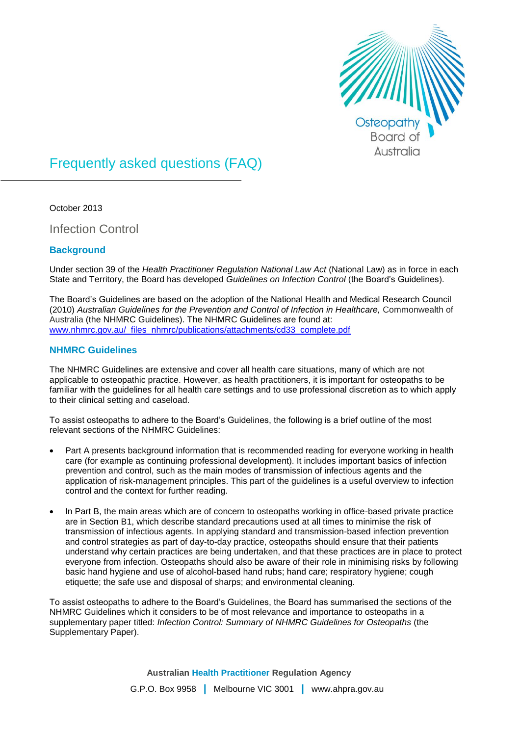Osteopathy Board of Australia

# Frequently asked questions (FAQ)

October 2013

## Infection Control

### Background

Under section 39 of the *Health Practitioner Regulation National Law Act* (National Law) as in force in each State and Territory, the Board has developed *Guidelines on Infection Control* (the Board's Guidelines).

The Board's Guidelines are based on the adoption of the National Health and Medical Research Council (2010) *Australian Guidelines for the Prevention and Control of Infection in Healthcare,* Commonwealth of Australia (the NHMRC Guidelines). The NHMRC Guidelines are found at: [www.nhmrc.gov.au/_files_nhmrc/publications/attachments/cd33_complete.pdf](www.nhmrc.gov.au/_files_nhmrc/publications/attachments/cd33_complete.pdf)

### NHMRC Guidelines

The NHMRC Guidelines are extensive and cover all health care situations, many of which are not applicable to osteopathic practice. However, as health practitioners, it is important for osteopaths to be familiar with the guidelines for all health care settings and to use professional discretion as to which apply to their clinical setting and caseload.

To assist osteopaths to adhere to the Board's Guidelines, the following is a brief outline of the most relevant sections of the NHMRC Guidelines:

- Part A presents background information that is recommended reading for everyone working in health care (for example as continuing professional development). It includes important basics of infection prevention and control, such as the main modes of transmission of infectious agents and the application of risk-management principles. This part of the guidelines is a useful overview to infection control and the context for further reading.
- In Part B, the main areas which are of concern to osteopaths working in office-based private practice are in Section B1, which describe standard precautions used at all times to minimise the risk of transmission of infectious agents. In applying standard and transmission-based infection prevention and control strategies as part of day-to-day practice, osteopaths should ensure that their patients understand why certain practices are being undertaken, and that these practices are in place to protect everyone from infection. Osteopaths should also be aware of their role in minimising risks by following basic hand hygiene and use of alcohol-based hand rubs; hand care; respiratory hygiene; cough etiquette; the safe use and disposal of sharps; and environmental cleaning.

To assist osteopaths to adhere to the Board's Guidelines, the Board has summarised the sections of the NHMRC Guidelines which it considers to be of most relevance and importance to osteopaths in a supplementary paper titled: *Infection Control: Summary of NHMRC Guidelines for Osteopaths* (the Supplementary Paper).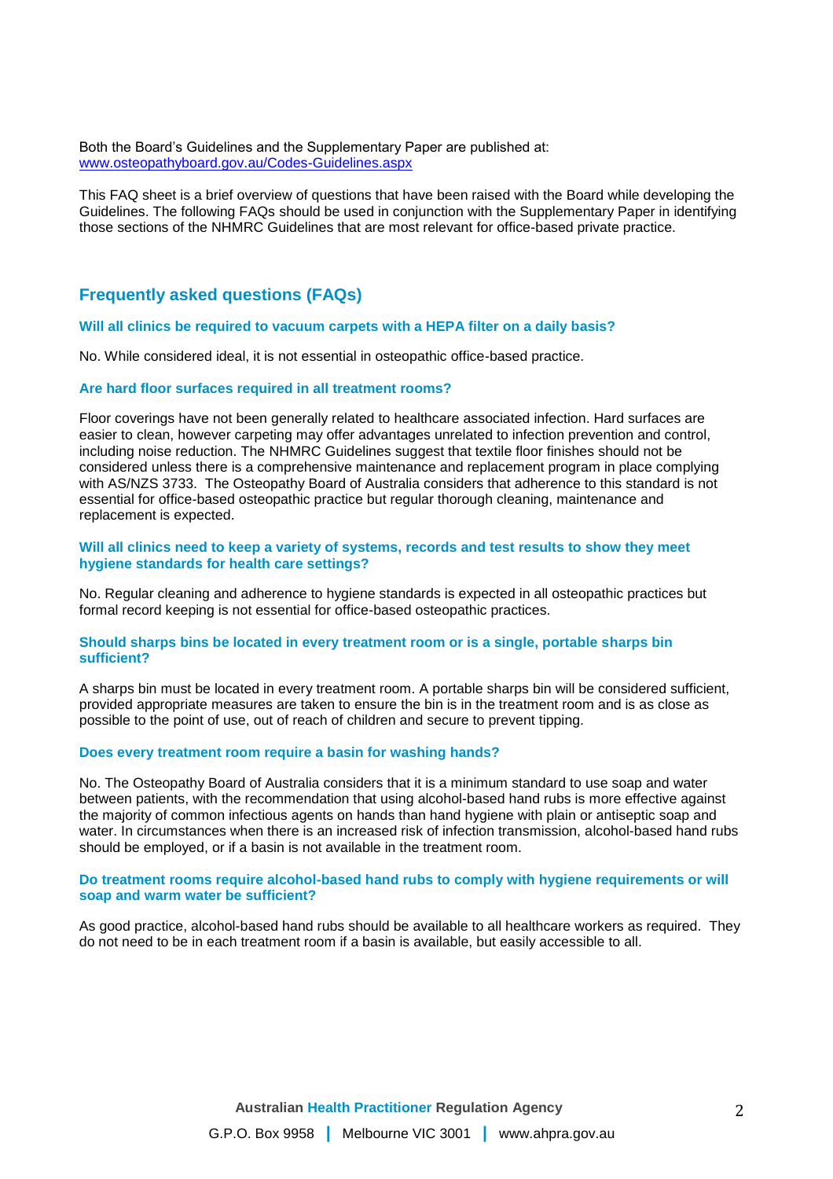Both the Board's Guidelines and the Supplementary Paper are published at: [www.osteopathyboard.gov.au/Codes-Guidelines.aspx](www.osteopathyboard.gov.au/Codes-Guidelines.aspx)

This FAQ sheet is a brief overview of questions that have been raised with the Board while developing the Guidelines. The following FAQs should be used in conjunction with the Supplementary Paper in identifying those sections of the NHMRC Guidelines that are most relevant for office-based private practice.

## Frequently asked questions (FAQs)

### Will all clinics be required to vacuum carpets with a HEPA filter on a daily basis?

No. While considered ideal, it is not essential in osteopathic office-based practice.

### Are hard floor surfaces required in all treatment rooms?

Floor coverings have not been generally related to healthcare associated infection. Hard surfaces are easier to clean, however carpeting may offer advantages unrelated to infection prevention and control, including noise reduction. The NHMRC Guidelines suggest that textile floor finishes should not be considered unless there is a comprehensive maintenance and replacement program in place complying with AS/NZS 3733. The Osteopathy Board of Australia considers that adherence to this standard is not essential for office-based osteopathic practice but regular thorough cleaning, maintenance and replacement is expected.

### Will all clinics need to keep a variety of systems, records and test results to show they meet hygiene standards for health care settings?

No. Regular cleaning and adherence to hygiene standards is expected in all osteopathic practices but formal record keeping is not essential for office-based osteopathic practices.

### Should sharps bins be located in every treatment room or is a single, portable sharps bin sufficient?

A sharps bin must be located in every treatment room. A portable sharps bin will be considered sufficient, provided appropriate measures are taken to ensure the bin is in the treatment room and is as close as possible to the point of use, out of reach of children and secure to prevent tipping.

### Does every treatment room require a basin for washing hands?

No. The Osteopathy Board of Australia considers that it is a minimum standard to use soap and water between patients, with the recommendation that using alcohol-based hand rubs is more effective against the majority of common infectious agents on hands than hand hygiene with plain or antiseptic soap and water. In circumstances when there is an increased risk of infection transmission, alcohol-based hand rubs should be employed, or if a basin is not available in the treatment room.

### Do treatment rooms require alcohol-based hand rubs to comply with hygiene requirements or will soap and warm water be sufficient?

As good practice, alcohol-based hand rubs should be available to all healthcare workers as required. They do not need to be in each treatment room if a basin is available, but easily accessible to all.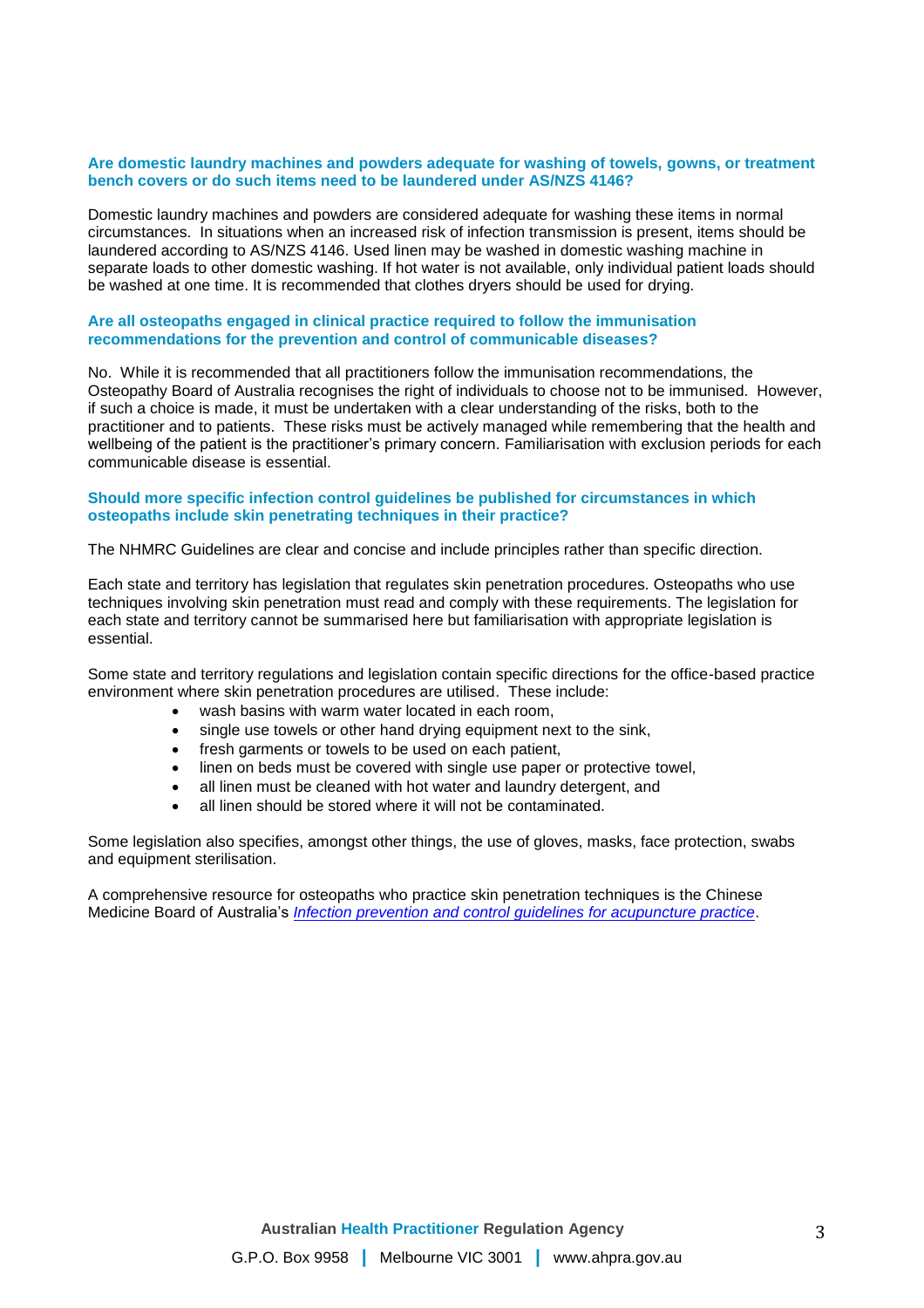### Are domestic laundry machines and powders adequate for washing of towels, gowns, or treatment bench covers or do such items need to be laundered under AS/NZS 4146?

Domestic laundry machines and powders are considered adequate for washing these items in normal circumstances. In situations when an increased risk of infection transmission is present, items should be laundered according to AS/NZS 4146. Used linen may be washed in domestic washing machine in separate loads to other domestic washing. If hot water is not available, only individual patient loads should be washed at one time. It is recommended that clothes dryers should be used for drying.

### Are all osteopaths engaged in clinical practice required to follow the immunisation recommendations for the prevention and control of communicable diseases?

No. While it is recommended that all practitioners follow the immunisation recommendations, the Osteopathy Board of Australia recognises the right of individuals to choose not to be immunised. However, if such a choice is made, it must be undertaken with a clear understanding of the risks, both to the practitioner and to patients. These risks must be actively managed while remembering that the health and wellbeing of the patient is the practitioner's primary concern. Familiarisation with exclusion periods for each communicable disease is essential.

### Should more specific infection control guidelines be published for circumstances in which osteopaths include skin penetrating techniques in their practice?

The NHMRC Guidelines are clear and concise and include principles rather than specific direction.

Each state and territory has legislation that regulates skin penetration procedures. Osteopaths who use techniques involving skin penetration must read and comply with these requirements. The legislation for each state and territory cannot be summarised here but familiarisation with appropriate legislation is essential.

Some state and territory regulations and legislation contain specific directions for the office-based practice environment where skin penetration procedures are utilised. These include:

- wash basins with warm water located in each room,
- single use towels or other hand drying equipment next to the sink,
- fresh garments or towels to be used on each patient,
- linen on beds must be covered with single use paper or protective towel,
- all linen must be cleaned with hot water and laundry detergent, and
- all linen should be stored where it will not be contaminated.

Some legislation also specifies, amongst other things, the use of gloves, masks, face protection, swabs and equipment sterilisation.

A comprehensive resource for osteopaths who practice skin penetration techniques is the Chinese Medicine Board of Australia's *Infection prevention and control guidelines for acupuncture practice*.